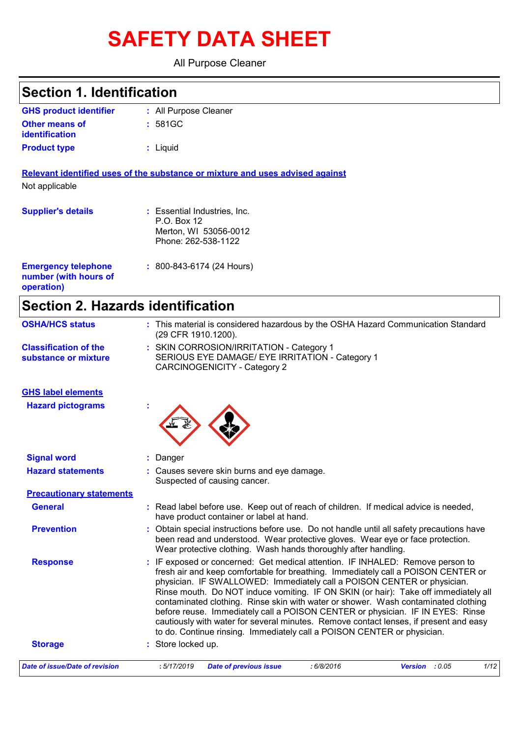# SAFETY DATA SHEET

All Purpose Cleaner

## Section 1. Identification

**GHS product identifier** : All Purpose Cleaner

**Other means of identification** : 581GC

**Product type** : Liquid

**Relevant identified uses of the substance or mixture and uses advised against**

Not applicable

**Supplier's details** : Essential Industries, Inc.
P.O. Box 12
Merton, WI 53056-0012
Phone: 262-538-1122

**Emergency telephone number (with hours of operation)** : 800-843-6174 (24 Hours)

## Section 2. Hazards identification

**OSHA/HCS status** : This material is considered hazardous by the OSHA Hazard Communication Standard (29 CFR 1910.1200).

**Classification of the substance or mixture** : SKIN CORROSION/IRRITATION - Category 1
SERIOUS EYE DAMAGE/ EYE IRRITATION - Category 1
CARCINOGENICITY - Category 2

**GHS label elements**

**Hazard pictograms** :

**Signal word** : Danger

**Hazard statements** : Causes severe skin burns and eye damage.
Suspected of causing cancer.

**Precautionary statements**

**General** : Read label before use. Keep out of reach of children. If medical advice is needed, have product container or label at hand.

**Prevention** : Obtain special instructions before use. Do not handle until all safety precautions have been read and understood. Wear protective gloves. Wear eye or face protection. Wear protective clothing. Wash hands thoroughly after handling.

**Response** : IF exposed or concerned: Get medical attention. IF INHALED: Remove person to fresh air and keep comfortable for breathing. Immediately call a POISON CENTER or physician. IF SWALLOWED: Immediately call a POISON CENTER or physician. Rinse mouth. Do NOT induce vomiting. IF ON SKIN (or hair): Take off immediately all contaminated clothing. Rinse skin with water or shower. Wash contaminated clothing before reuse. Immediately call a POISON CENTER or physician. IF IN EYES: Rinse cautiously with water for several minutes. Remove contact lenses, if present and easy to do. Continue rinsing. Immediately call a POISON CENTER or physician.

**Storage** : Store locked up.

*Date of issue/Date of revision* : 5/17/2019 *Date of previous issue* : 6/8/2016 *Version* : 0.05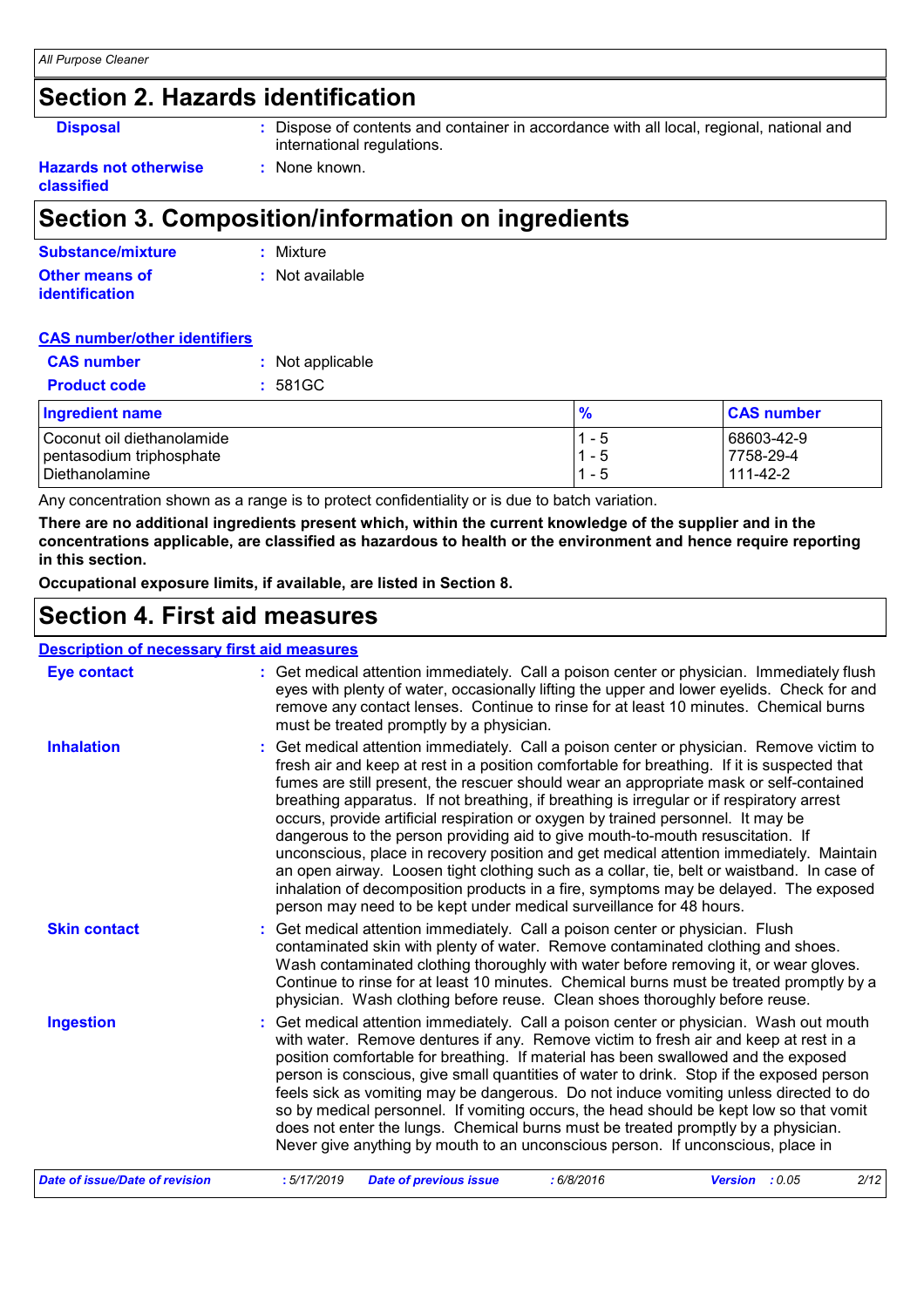## Section 2. Hazards identification

**Disposal** : Dispose of contents and container in accordance with all local, regional, national and international regulations.

**Hazards not otherwise classified** : None known.

## Section 3. Composition/information on ingredients

**Substance/mixture** : Mixture

**Other means of identification** : Not available

**CAS number/other identifiers**

**CAS number** : Not applicable

**Product code** : 581GC

| Ingredient name | % | CAS number |
|---|---|---|
| Coconut oil diethanolamide | 1 - 5 | 68603-42-9 |
| pentasodium triphosphate | 1 - 5 | 7758-29-4 |
| Diethanolamine | 1 - 5 | 111-42-2 |

Any concentration shown as a range is to protect confidentiality or is due to batch variation.

**There are no additional ingredients present which, within the current knowledge of the supplier and in the concentrations applicable, are classified as hazardous to health or the environment and hence require reporting in this section.**

**Occupational exposure limits, if available, are listed in Section 8.**

## Section 4. First aid measures

**Description of necessary first aid measures**

**Eye contact** : Get medical attention immediately. Call a poison center or physician. Immediately flush eyes with plenty of water, occasionally lifting the upper and lower eyelids. Check for and remove any contact lenses. Continue to rinse for at least 10 minutes. Chemical burns must be treated promptly by a physician.

**Inhalation** : Get medical attention immediately. Call a poison center or physician. Remove victim to fresh air and keep at rest in a position comfortable for breathing. If it is suspected that fumes are still present, the rescuer should wear an appropriate mask or self-contained breathing apparatus. If not breathing, if breathing is irregular or if respiratory arrest occurs, provide artificial respiration or oxygen by trained personnel. It may be dangerous to the person providing aid to give mouth-to-mouth resuscitation. If unconscious, place in recovery position and get medical attention immediately. Maintain an open airway. Loosen tight clothing such as a collar, tie, belt or waistband. In case of inhalation of decomposition products in a fire, symptoms may be delayed. The exposed person may need to be kept under medical surveillance for 48 hours.

**Skin contact** : Get medical attention immediately. Call a poison center or physician. Flush contaminated skin with plenty of water. Remove contaminated clothing and shoes. Wash contaminated clothing thoroughly with water before removing it, or wear gloves. Continue to rinse for at least 10 minutes. Chemical burns must be treated promptly by a physician. Wash clothing before reuse. Clean shoes thoroughly before reuse.

**Ingestion** : Get medical attention immediately. Call a poison center or physician. Wash out mouth with water. Remove dentures if any. Remove victim to fresh air and keep at rest in a position comfortable for breathing. If material has been swallowed and the exposed person is conscious, give small quantities of water to drink. Stop if the exposed person feels sick as vomiting may be dangerous. Do not induce vomiting unless directed to do so by medical personnel. If vomiting occurs, the head should be kept low so that vomit does not enter the lungs. Chemical burns must be treated promptly by a physician. Never give anything by mouth to an unconscious person. If unconscious, place in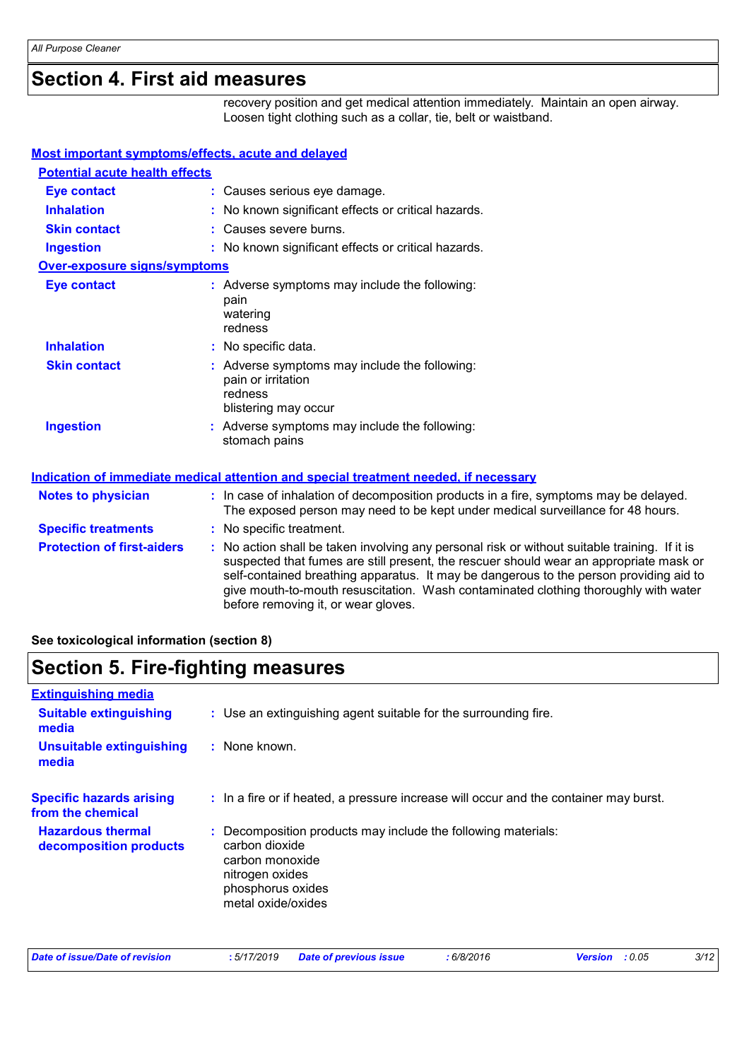## Section 4. First aid measures

recovery position and get medical attention immediately. Maintain an open airway. Loosen tight clothing such as a collar, tie, belt or waistband.

### Most important symptoms/effects, acute and delayed

**Potential acute health effects**

| | |
|---|---|
| **Eye contact** | : Causes serious eye damage. |
| **Inhalation** | : No known significant effects or critical hazards. |
| **Skin contact** | : Causes severe burns. |
| **Ingestion** | : No known significant effects or critical hazards. |

**Over-exposure signs/symptoms**

| | |
|---|---|
| **Eye contact** | : Adverse symptoms may include the following: pain watering redness |
| **Inhalation** | : No specific data. |
| **Skin contact** | : Adverse symptoms may include the following: pain or irritation redness blistering may occur |
| **Ingestion** | : Adverse symptoms may include the following: stomach pains |

### Indication of immediate medical attention and special treatment needed, if necessary

| | |
|---|---|
| **Notes to physician** | : In case of inhalation of decomposition products in a fire, symptoms may be delayed. The exposed person may need to be kept under medical surveillance for 48 hours. |
| **Specific treatments** | : No specific treatment. |
| **Protection of first-aiders** | : No action shall be taken involving any personal risk or without suitable training. If it is suspected that fumes are still present, the rescuer should wear an appropriate mask or self-contained breathing apparatus. It may be dangerous to the person providing aid to give mouth-to-mouth resuscitation. Wash contaminated clothing thoroughly with water before removing it, or wear gloves. |

**See toxicological information (section 8)**

## Section 5. Fire-fighting measures

### Extinguishing media

| | |
|---|---|
| **Suitable extinguishing media** | : Use an extinguishing agent suitable for the surrounding fire. |
| **Unsuitable extinguishing media** | : None known. |

| | |
|---|---|
| **Specific hazards arising from the chemical** | : In a fire or if heated, a pressure increase will occur and the container may burst. |
| **Hazardous thermal decomposition products** | : Decomposition products may include the following materials: carbon dioxide carbon monoxide nitrogen oxides phosphorus oxides metal oxide/oxides |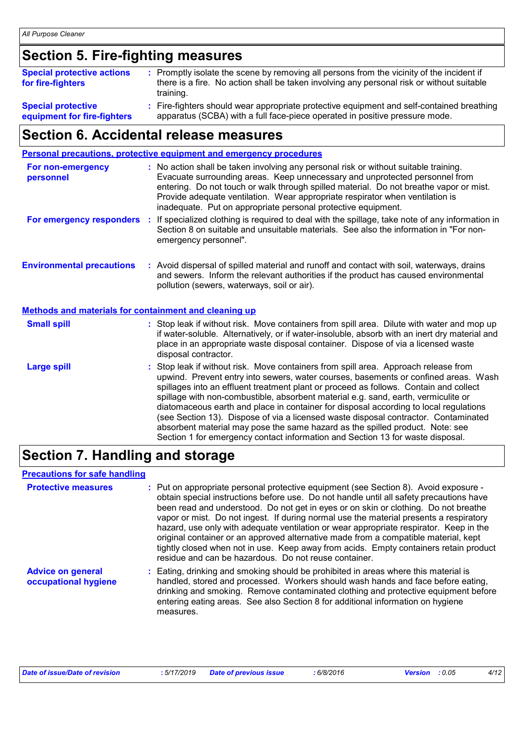## Section 5. Fire-fighting measures

**Special protective actions for fire-fighters** : Promptly isolate the scene by removing all persons from the vicinity of the incident if there is a fire. No action shall be taken involving any personal risk or without suitable training.

**Special protective equipment for fire-fighters** : Fire-fighters should wear appropriate protective equipment and self-contained breathing apparatus (SCBA) with a full face-piece operated in positive pressure mode.

## Section 6. Accidental release measures

### Personal precautions, protective equipment and emergency procedures

**For non-emergency personnel** : No action shall be taken involving any personal risk or without suitable training. Evacuate surrounding areas. Keep unnecessary and unprotected personnel from entering. Do not touch or walk through spilled material. Do not breathe vapor or mist. Provide adequate ventilation. Wear appropriate respirator when ventilation is inadequate. Put on appropriate personal protective equipment.

**For emergency responders** : If specialized clothing is required to deal with the spillage, take note of any information in Section 8 on suitable and unsuitable materials. See also the information in "For non-emergency personnel".

**Environmental precautions** : Avoid dispersal of spilled material and runoff and contact with soil, waterways, drains and sewers. Inform the relevant authorities if the product has caused environmental pollution (sewers, waterways, soil or air).

### Methods and materials for containment and cleaning up

**Small spill** : Stop leak if without risk. Move containers from spill area. Dilute with water and mop up if water-soluble. Alternatively, or if water-insoluble, absorb with an inert dry material and place in an appropriate waste disposal container. Dispose of via a licensed waste disposal contractor.

**Large spill** : Stop leak if without risk. Move containers from spill area. Approach release from upwind. Prevent entry into sewers, water courses, basements or confined areas. Wash spillages into an effluent treatment plant or proceed as follows. Contain and collect spillage with non-combustible, absorbent material e.g. sand, earth, vermiculite or diatomaceous earth and place in container for disposal according to local regulations (see Section 13). Dispose of via a licensed waste disposal contractor. Contaminated absorbent material may pose the same hazard as the spilled product. Note: see Section 1 for emergency contact information and Section 13 for waste disposal.

## Section 7. Handling and storage

### Precautions for safe handling

**Protective measures** : Put on appropriate personal protective equipment (see Section 8). Avoid exposure - obtain special instructions before use. Do not handle until all safety precautions have been read and understood. Do not get in eyes or on skin or clothing. Do not breathe vapor or mist. Do not ingest. If during normal use the material presents a respiratory hazard, use only with adequate ventilation or wear appropriate respirator. Keep in the original container or an approved alternative made from a compatible material, kept tightly closed when not in use. Keep away from acids. Empty containers retain product residue and can be hazardous. Do not reuse container.

**Advice on general occupational hygiene** : Eating, drinking and smoking should be prohibited in areas where this material is handled, stored and processed. Workers should wash hands and face before eating, drinking and smoking. Remove contaminated clothing and protective equipment before entering eating areas. See also Section 8 for additional information on hygiene measures.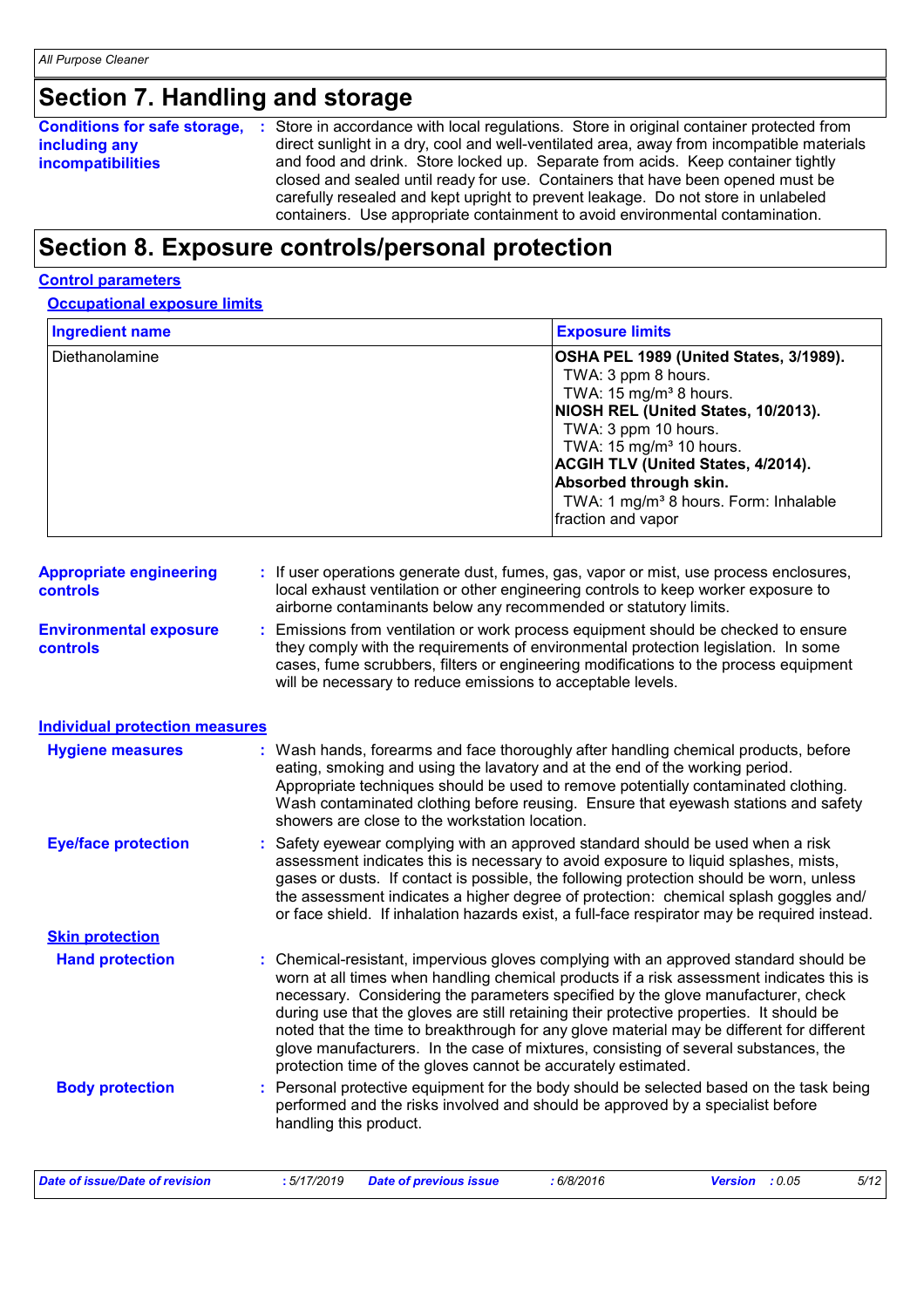## Section 7. Handling and storage

**Conditions for safe storage, including any incompatibilities** : Store in accordance with local regulations. Store in original container protected from direct sunlight in a dry, cool and well-ventilated area, away from incompatible materials and food and drink. Store locked up. Separate from acids. Keep container tightly closed and sealed until ready for use. Containers that have been opened must be carefully resealed and kept upright to prevent leakage. Do not store in unlabeled containers. Use appropriate containment to avoid environmental contamination.

## Section 8. Exposure controls/personal protection

### Control parameters

#### Occupational exposure limits

| Ingredient name | Exposure limits |
|---|---|
| Diethanolamine | **OSHA PEL 1989 (United States, 3/1989).**<br>TWA: 3 ppm 8 hours.<br>TWA: 15 mg/m³ 8 hours.<br>**NIOSH REL (United States, 10/2013).**<br>TWA: 3 ppm 10 hours.<br>TWA: 15 mg/m³ 10 hours.<br>**ACGIH TLV (United States, 4/2014). Absorbed through skin.**<br>TWA: 1 mg/m³ 8 hours. Form: Inhalable fraction and vapor |

**Appropriate engineering controls** : If user operations generate dust, fumes, gas, vapor or mist, use process enclosures, local exhaust ventilation or other engineering controls to keep worker exposure to airborne contaminants below any recommended or statutory limits.

**Environmental exposure controls** : Emissions from ventilation or work process equipment should be checked to ensure they comply with the requirements of environmental protection legislation. In some cases, fume scrubbers, filters or engineering modifications to the process equipment will be necessary to reduce emissions to acceptable levels.

### Individual protection measures

**Hygiene measures** : Wash hands, forearms and face thoroughly after handling chemical products, before eating, smoking and using the lavatory and at the end of the working period. Appropriate techniques should be used to remove potentially contaminated clothing. Wash contaminated clothing before reusing. Ensure that eyewash stations and safety showers are close to the workstation location.

**Eye/face protection** : Safety eyewear complying with an approved standard should be used when a risk assessment indicates this is necessary to avoid exposure to liquid splashes, mists, gases or dusts. If contact is possible, the following protection should be worn, unless the assessment indicates a higher degree of protection: chemical splash goggles and/ or face shield. If inhalation hazards exist, a full-face respirator may be required instead.

#### Skin protection

**Hand protection** : Chemical-resistant, impervious gloves complying with an approved standard should be worn at all times when handling chemical products if a risk assessment indicates this is necessary. Considering the parameters specified by the glove manufacturer, check during use that the gloves are still retaining their protective properties. It should be noted that the time to breakthrough for any glove material may be different for different glove manufacturers. In the case of mixtures, consisting of several substances, the protection time of the gloves cannot be accurately estimated.

**Body protection** : Personal protective equipment for the body should be selected based on the task being performed and the risks involved and should be approved by a specialist before handling this product.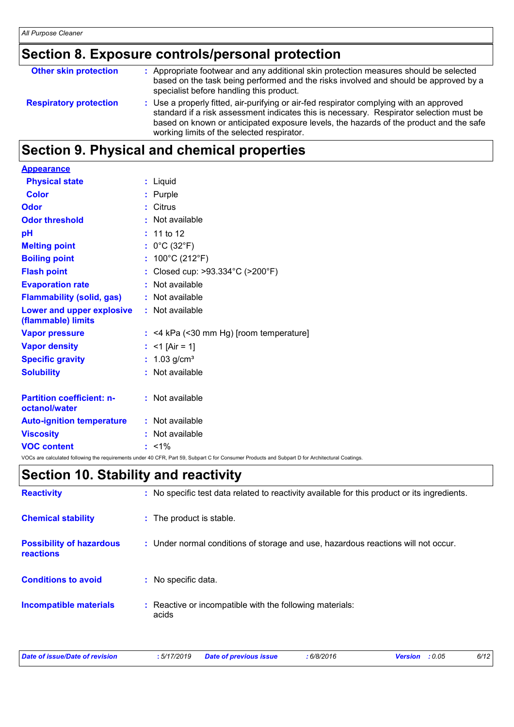## Section 8. Exposure controls/personal protection

| | |
|---|---|
| **Other skin protection** | : Appropriate footwear and any additional skin protection measures should be selected based on the task being performed and the risks involved and should be approved by a specialist before handling this product. |
| **Respiratory protection** | : Use a properly fitted, air-purifying or air-fed respirator complying with an approved standard if a risk assessment indicates this is necessary. Respirator selection must be based on known or anticipated exposure levels, the hazards of the product and the safe working limits of the selected respirator. |

## Section 9. Physical and chemical properties

**Appearance**

| | |
|---|---|
| **Physical state** | : Liquid |
| **Color** | : Purple |
| **Odor** | : Citrus |
| **Odor threshold** | : Not available |
| **pH** | : 11 to 12 |
| **Melting point** | : 0°C (32°F) |
| **Boiling point** | : 100°C (212°F) |
| **Flash point** | : Closed cup: >93.334°C (>200°F) |
| **Evaporation rate** | : Not available |
| **Flammability (solid, gas)** | : Not available |
| **Lower and upper explosive (flammable) limits** | : Not available |
| **Vapor pressure** | : <4 kPa (<30 mm Hg) [room temperature] |
| **Vapor density** | : <1 [Air = 1] |
| **Specific gravity** | : 1.03 g/cm³ |
| **Solubility** | : Not available |
| **Partition coefficient: n-octanol/water** | : Not available |
| **Auto-ignition temperature** | : Not available |
| **Viscosity** | : Not available |
| **VOC content** | : <1% |

VOCs are calculated following the requirements under 40 CFR, Part 59, Subpart C for Consumer Products and Subpart D for Architectural Coatings.

## Section 10. Stability and reactivity

| | |
|---|---|
| **Reactivity** | : No specific test data related to reactivity available for this product or its ingredients. |
| **Chemical stability** | : The product is stable. |
| **Possibility of hazardous reactions** | : Under normal conditions of storage and use, hazardous reactions will not occur. |
| **Conditions to avoid** | : No specific data. |
| **Incompatible materials** | : Reactive or incompatible with the following materials: acids |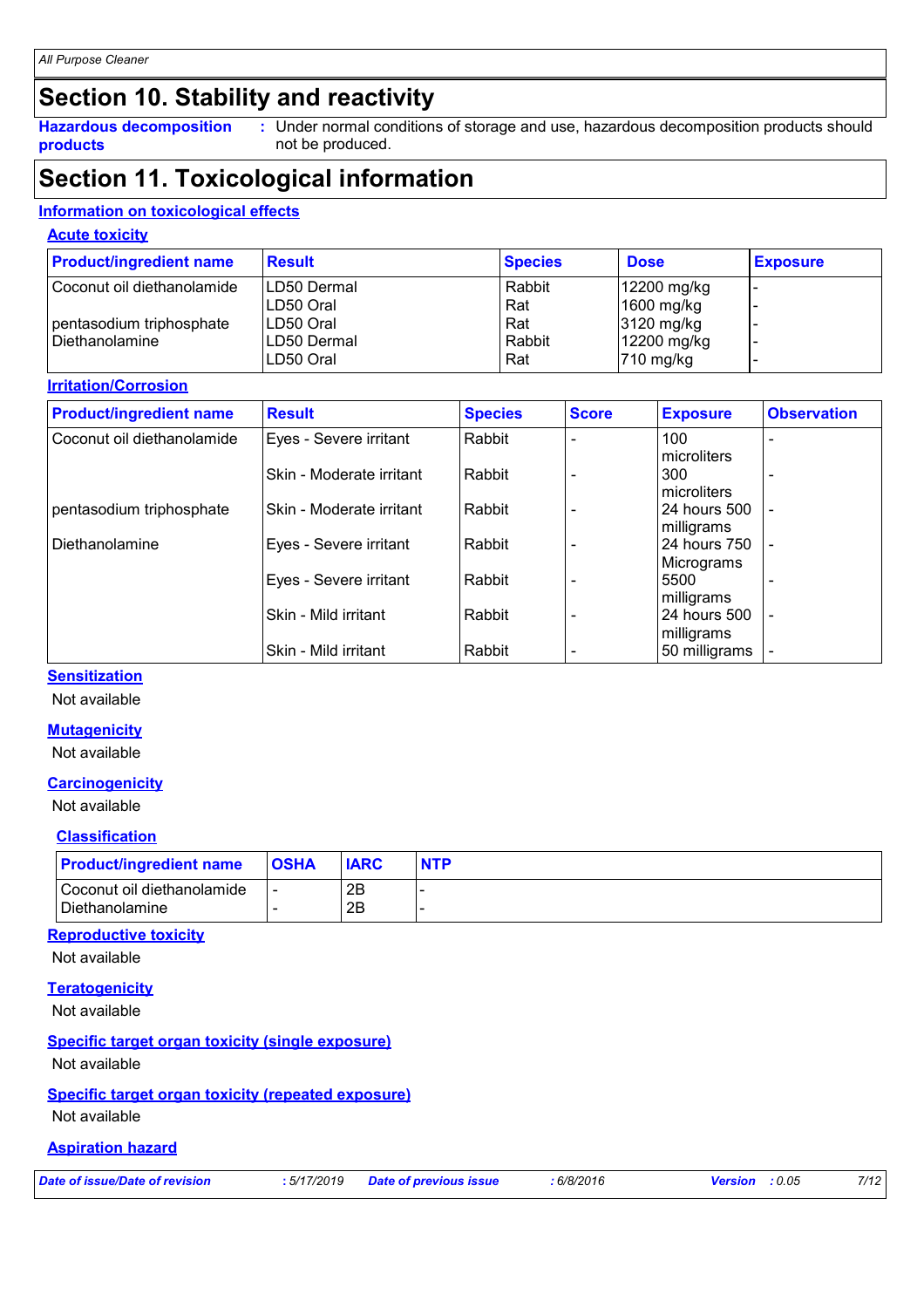# Section 10. Stability and reactivity

**Hazardous decomposition products** : Under normal conditions of storage and use, hazardous decomposition products should not be produced.

# Section 11. Toxicological information

## Information on toxicological effects

### Acute toxicity

| Product/ingredient name | Result | Species | Dose | Exposure |
|---|---|---|---|---|
| Coconut oil diethanolamide | LD50 Dermal | Rabbit | 12200 mg/kg | - |
| | LD50 Oral | Rat | 1600 mg/kg | - |
| pentasodium triphosphate | LD50 Oral | Rat | 3120 mg/kg | - |
| Diethanolamine | LD50 Dermal | Rabbit | 12200 mg/kg | - |
| | LD50 Oral | Rat | 710 mg/kg | - |

### Irritation/Corrosion

| Product/ingredient name | Result | Species | Score | Exposure | Observation |
|---|---|---|---|---|---|
| Coconut oil diethanolamide | Eyes - Severe irritant | Rabbit | - | 100 microliters | - |
| | Skin - Moderate irritant | Rabbit | - | 300 microliters | - |
| pentasodium triphosphate | Skin - Moderate irritant | Rabbit | - | 24 hours 500 milligrams | - |
| Diethanolamine | Eyes - Severe irritant | Rabbit | - | 24 hours 750 Micrograms | - |
| | Eyes - Severe irritant | Rabbit | - | 5500 milligrams | - |
| | Skin - Mild irritant | Rabbit | - | 24 hours 500 milligrams | - |
| | Skin - Mild irritant | Rabbit | - | 50 milligrams | - |

### Sensitization

Not available

### Mutagenicity

Not available

### Carcinogenicity

Not available

#### Classification

| Product/ingredient name | OSHA | IARC | NTP |
|---|---|---|---|
| Coconut oil diethanolamide | - | 2B | - |
| Diethanolamine | - | 2B | - |

### Reproductive toxicity

Not available

### Teratogenicity

Not available

### Specific target organ toxicity (single exposure)

Not available

### Specific target organ toxicity (repeated exposure)

Not available

### Aspiration hazard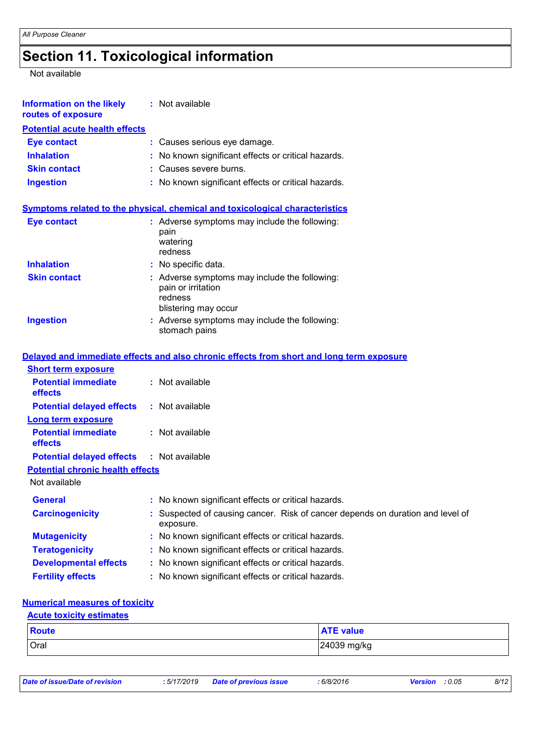# Section 11. Toxicological information

Not available

**Information on the likely routes of exposure** : Not available

**Potential acute health effects**

**Eye contact** : Causes serious eye damage.

**Inhalation** : No known significant effects or critical hazards.

**Skin contact** : Causes severe burns.

**Ingestion** : No known significant effects or critical hazards.

**Symptoms related to the physical, chemical and toxicological characteristics**

**Eye contact** : Adverse symptoms may include the following:
pain
watering
redness

**Inhalation** : No specific data.

**Skin contact** : Adverse symptoms may include the following:
pain or irritation
redness
blistering may occur

**Ingestion** : Adverse symptoms may include the following:
stomach pains

**Delayed and immediate effects and also chronic effects from short and long term exposure**

**Short term exposure**

**Potential immediate effects** : Not available

**Potential delayed effects** : Not available

**Long term exposure**

**Potential immediate effects** : Not available

**Potential delayed effects** : Not available

**Potential chronic health effects**

Not available

**General** : No known significant effects or critical hazards.

**Carcinogenicity** : Suspected of causing cancer. Risk of cancer depends on duration and level of exposure.

**Mutagenicity** : No known significant effects or critical hazards.

**Teratogenicity** : No known significant effects or critical hazards.

**Developmental effects** : No known significant effects or critical hazards.

**Fertility effects** : No known significant effects or critical hazards.

**Numerical measures of toxicity**

**Acute toxicity estimates**

| Route | ATE value |
|---|---|
| Oral | 24039 mg/kg |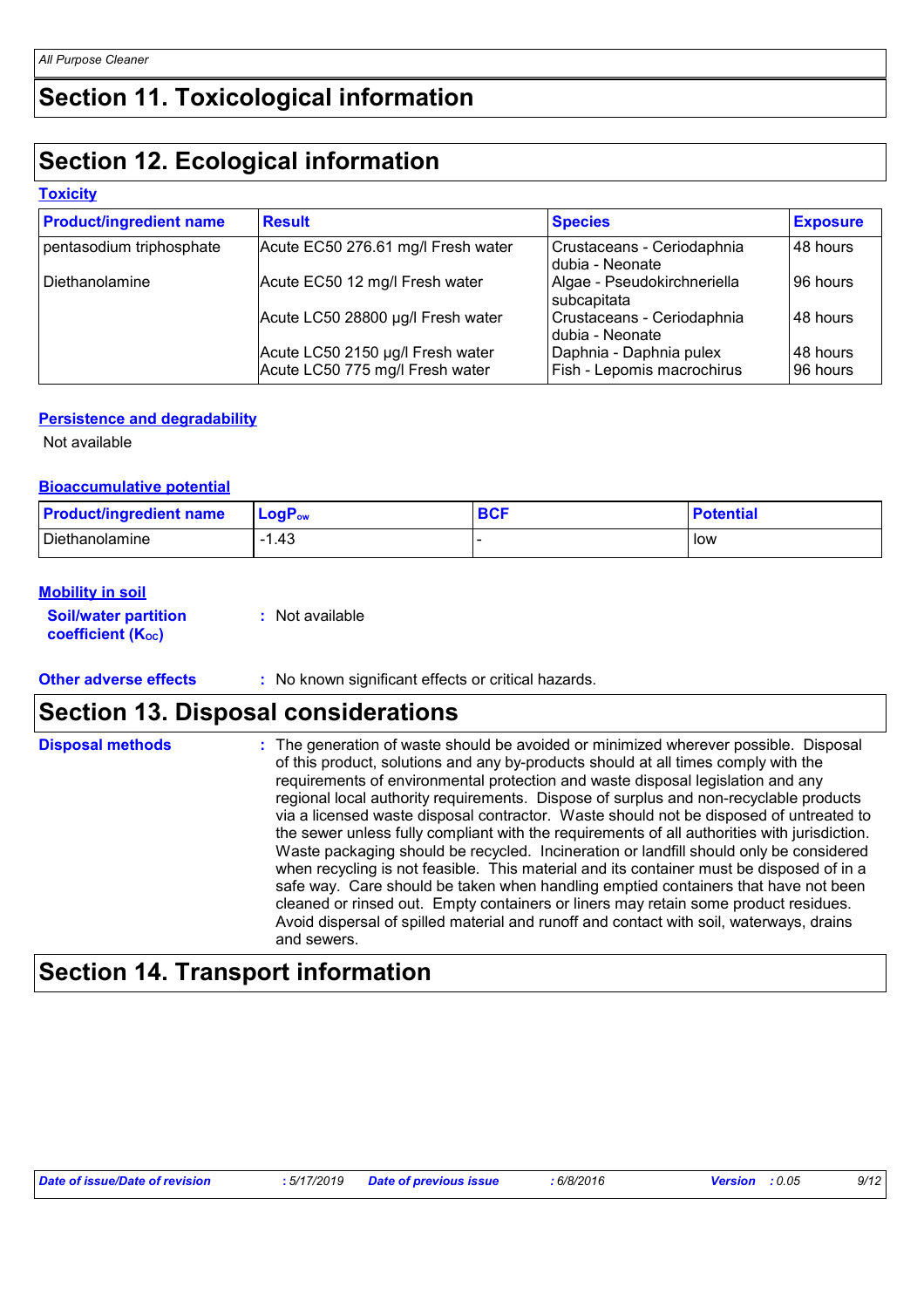## Section 11. Toxicological information

## Section 12. Ecological information

### Toxicity

| Product/ingredient name | Result | Species | Exposure |
|---|---|---|---|
| pentasodium triphosphate | Acute EC50 276.61 mg/l Fresh water | Crustaceans - Ceriodaphnia dubia - Neonate | 48 hours |
| Diethanolamine | Acute EC50 12 mg/l Fresh water | Algae - Pseudokirchneriella subcapitata | 96 hours |
| | Acute LC50 28800 µg/l Fresh water | Crustaceans - Ceriodaphnia dubia - Neonate | 48 hours |
| | Acute LC50 2150 µg/l Fresh water | Daphnia - Daphnia pulex | 48 hours |
| | Acute LC50 775 mg/l Fresh water | Fish - Lepomis macrochirus | 96 hours |

### Persistence and degradability

Not available

### Bioaccumulative potential

| Product/ingredient name | $LogP_{ow}$ | BCF | Potential |
|---|---|---|---|
| Diethanolamine | -1.43 | - | low |

### Mobility in soil

**Soil/water partition coefficient ($K_{OC}$)** : Not available

**Other adverse effects** : No known significant effects or critical hazards.

## Section 13. Disposal considerations

**Disposal methods** : The generation of waste should be avoided or minimized wherever possible. Disposal of this product, solutions and any by-products should at all times comply with the requirements of environmental protection and waste disposal legislation and any regional local authority requirements. Dispose of surplus and non-recyclable products via a licensed waste disposal contractor. Waste should not be disposed of untreated to the sewer unless fully compliant with the requirements of all authorities with jurisdiction. Waste packaging should be recycled. Incineration or landfill should only be considered when recycling is not feasible. This material and its container must be disposed of in a safe way. Care should be taken when handling emptied containers that have not been cleaned or rinsed out. Empty containers or liners may retain some product residues. Avoid dispersal of spilled material and runoff and contact with soil, waterways, drains and sewers.

## Section 14. Transport information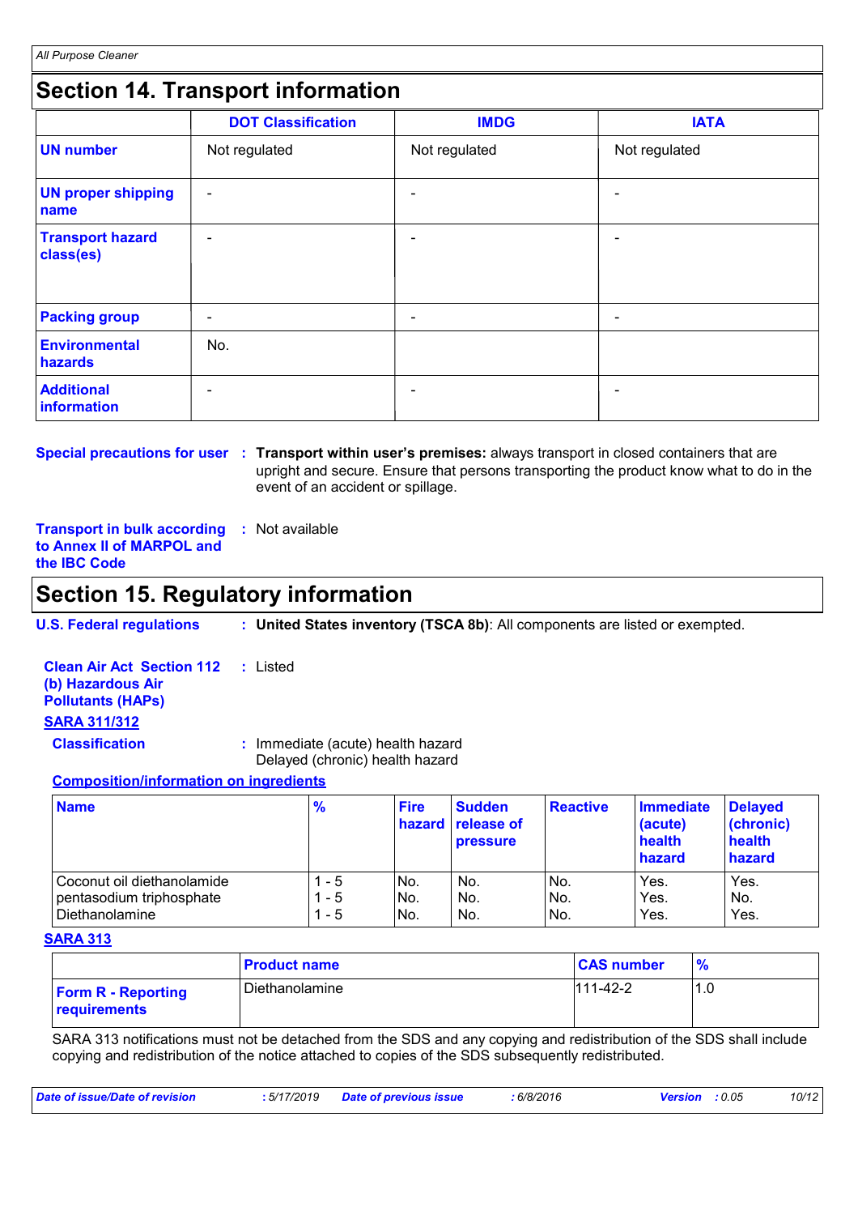## Section 14. Transport information

| | DOT Classification | IMDG | IATA |
|---|---|---|---|
| **UN number** | Not regulated | Not regulated | Not regulated |
| **UN proper shipping name** | - | - | - |
| **Transport hazard class(es)** | - | - | - |
| **Packing group** | - | - | - |
| **Environmental hazards** | No. | | |
| **Additional information** | - | - | - |

**Special precautions for user** : **Transport within user's premises:** always transport in closed containers that are upright and secure. Ensure that persons transporting the product know what to do in the event of an accident or spillage.

**Transport in bulk according to Annex II of MARPOL and the IBC Code** : Not available

## Section 15. Regulatory information

**U.S. Federal regulations** : **United States inventory (TSCA 8b)**: All components are listed or exempted.

**Clean Air Act Section 112 (b) Hazardous Air Pollutants (HAPs)** : Listed

**SARA 311/312**

**Classification** : Immediate (acute) health hazard
Delayed (chronic) health hazard

**Composition/information on ingredients**

| Name | % | Fire hazard | Sudden release of pressure | Reactive | Immediate (acute) health hazard | Delayed (chronic) health hazard |
|---|---|---|---|---|---|---|
| Coconut oil diethanolamide | 1 - 5 | No. | No. | No. | Yes. | Yes. |
| pentasodium triphosphate | 1 - 5 | No. | No. | No. | Yes. | No. |
| Diethanolamine | 1 - 5 | No. | No. | No. | Yes. | Yes. |

**SARA 313**

| | Product name | CAS number | % |
|---|---|---|---|
| **Form R - Reporting requirements** | Diethanolamine | 111-42-2 | 1.0 |

SARA 313 notifications must not be detached from the SDS and any copying and redistribution of the SDS shall include copying and redistribution of the notice attached to copies of the SDS subsequently redistributed.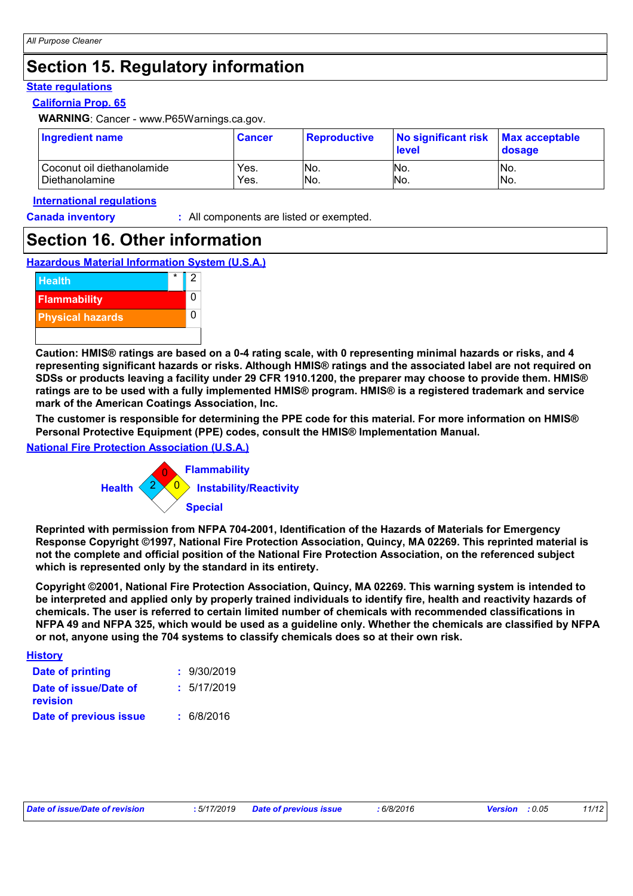## Section 15. Regulatory information

**State regulations**

**California Prop. 65**

**WARNING**: Cancer - www.P65Warnings.ca.gov.

| Ingredient name | Cancer | Reproductive | No significant risk level | Max acceptable dosage |
|---|---|---|---|---|
| Coconut oil diethanolamide | Yes. | No. | No. | No. |
| Diethanolamine | Yes. | No. | No. | No. |

**International regulations**

**Canada inventory** : All components are listed or exempted.

## Section 16. Other information

**Hazardous Material Information System (U.S.A.)**

| | | |
|---|---|---|
| Health | * | 2 |
| Flammability | | 0 |
| Physical hazards | | 0 |

**Caution: HMIS® ratings are based on a 0-4 rating scale, with 0 representing minimal hazards or risks, and 4 representing significant hazards or risks. Although HMIS® ratings and the associated label are not required on SDSs or products leaving a facility under 29 CFR 1910.1200, the preparer may choose to provide them. HMIS® ratings are to be used with a fully implemented HMIS® program. HMIS® is a registered trademark and service mark of the American Coatings Association, Inc.**

**The customer is responsible for determining the PPE code for this material. For more information on HMIS® Personal Protective Equipment (PPE) codes, consult the HMIS® Implementation Manual.**

**National Fire Protection Association (U.S.A.)**

Flammability: 0

Health: 2

Instability/Reactivity: 0

Special:

**Reprinted with permission from NFPA 704-2001, Identification of the Hazards of Materials for Emergency Response Copyright ©1997, National Fire Protection Association, Quincy, MA 02269. This reprinted material is not the complete and official position of the National Fire Protection Association, on the referenced subject which is represented only by the standard in its entirety.**

**Copyright ©2001, National Fire Protection Association, Quincy, MA 02269. This warning system is intended to be interpreted and applied only by properly trained individuals to identify fire, health and reactivity hazards of chemicals. The user is referred to certain limited number of chemicals with recommended classifications in NFPA 49 and NFPA 325, which would be used as a guideline only. Whether the chemicals are classified by NFPA or not, anyone using the 704 systems to classify chemicals does so at their own risk.**

**History**

**Date of printing** : 9/30/2019

**Date of issue/Date of revision** : 5/17/2019

**Date of previous issue** : 6/8/2016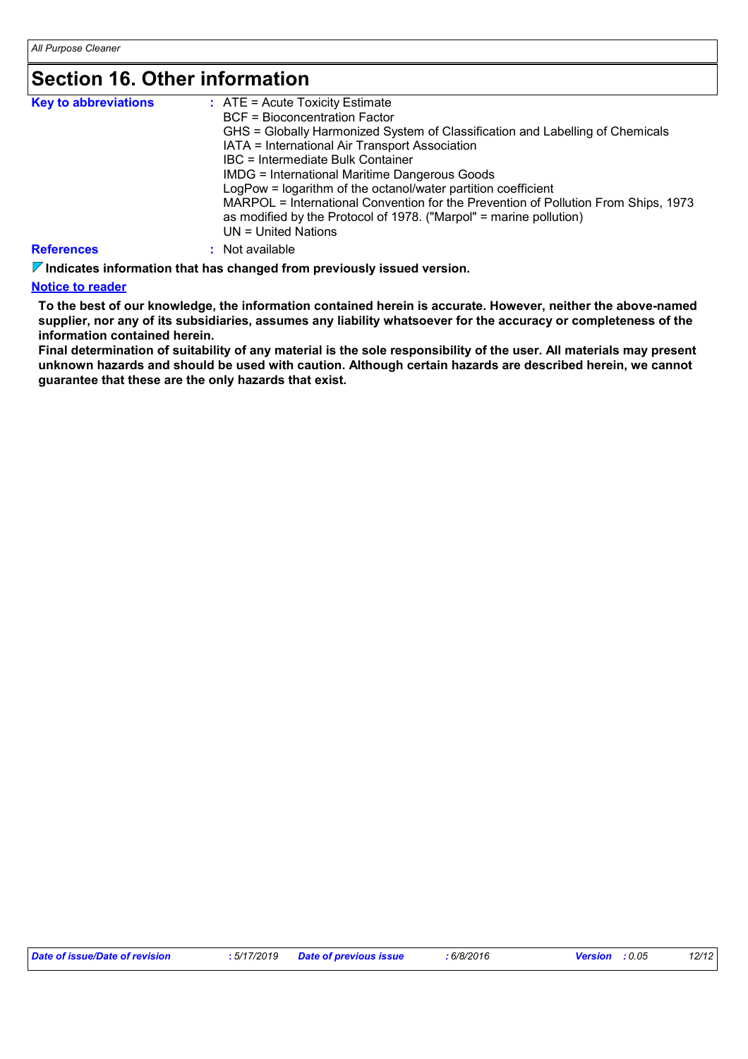## Section 16. Other information

**Key to abbreviations** : ATE = Acute Toxicity Estimate
BCF = Bioconcentration Factor
GHS = Globally Harmonized System of Classification and Labelling of Chemicals
IATA = International Air Transport Association
IBC = Intermediate Bulk Container
IMDG = International Maritime Dangerous Goods
LogPow = logarithm of the octanol/water partition coefficient
MARPOL = International Convention for the Prevention of Pollution From Ships, 1973 as modified by the Protocol of 1978. ("Marpol" = marine pollution)
UN = United Nations

**References** : Not available

**Indicates information that has changed from previously issued version.**

**Notice to reader**

**To the best of our knowledge, the information contained herein is accurate. However, neither the above-named supplier, nor any of its subsidiaries, assumes any liability whatsoever for the accuracy or completeness of the information contained herein.**

**Final determination of suitability of any material is the sole responsibility of the user. All materials may present unknown hazards and should be used with caution. Although certain hazards are described herein, we cannot guarantee that these are the only hazards that exist.**